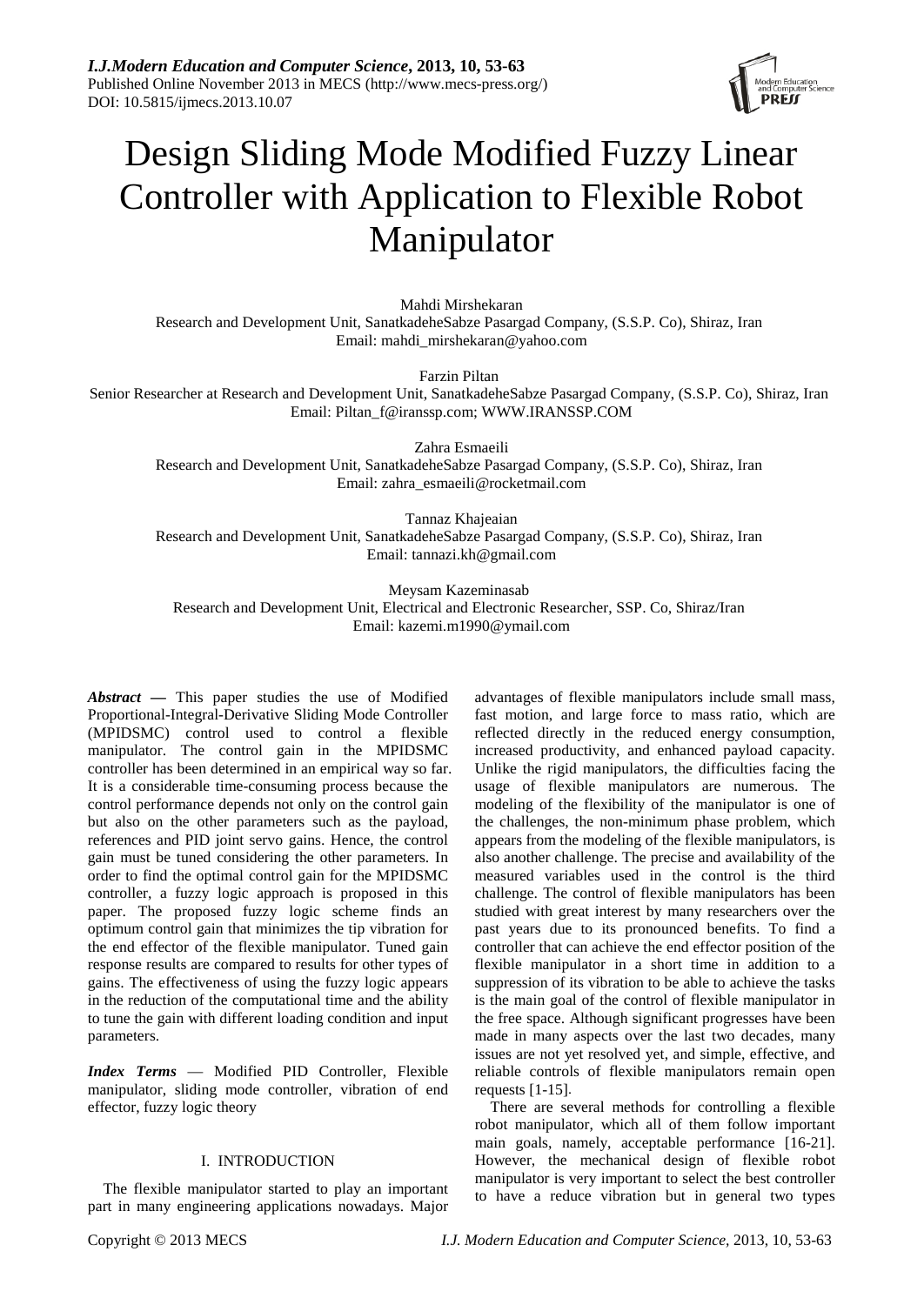# Design Sliding Mode Modified Fuzzy Linear Controller with Application to Flexible Robot Manipulator

Mahdi Mirshekaran
Research and Development Unit, SanatkadeheSabze Pasargad Company, (S.S.P. Co), Shiraz, Iran
Email: mahdi_mirshekaran@yahoo.com

Farzin Piltan
Senior Researcher at Research and Development Unit, SanatkadeheSabze Pasargad Company, (S.S.P. Co), Shiraz, Iran
Email: Piltan_f@iranssp.com; WWW.IRANSSP.COM

Zahra Esmaeili
Research and Development Unit, SanatkadeheSabze Pasargad Company, (S.S.P. Co), Shiraz, Iran
Email: zahra_esmaeili@rocketmail.com

Tannaz Khajeaian
Research and Development Unit, SanatkadeheSabze Pasargad Company, (S.S.P. Co), Shiraz, Iran
Email: tannazi.kh@gmail.com

Meysam Kazeminasab
Research and Development Unit, Electrical and Electronic Researcher, SSP. Co, Shiraz/Iran
Email: kazemi.m1990@ymail.com

***Abstract*** **—** This paper studies the use of Modified Proportional-Integral-Derivative Sliding Mode Controller (MPIDSMC) control used to control a flexible manipulator. The control gain in the MPIDSMC controller has been determined in an empirical way so far. It is a considerable time-consuming process because the control performance depends not only on the control gain but also on the other parameters such as the payload, references and PID joint servo gains. Hence, the control gain must be tuned considering the other parameters. In order to find the optimal control gain for the MPIDSMC controller, a fuzzy logic approach is proposed in this paper. The proposed fuzzy logic scheme finds an optimum control gain that minimizes the tip vibration for the end effector of the flexible manipulator. Tuned gain response results are compared to results for other types of gains. The effectiveness of using the fuzzy logic appears in the reduction of the computational time and the ability to tune the gain with different loading condition and input parameters.

***Index Terms*** — Modified PID Controller, Flexible manipulator, sliding mode controller, vibration of end effector, fuzzy logic theory

## I. INTRODUCTION

The flexible manipulator started to play an important part in many engineering applications nowadays. Major advantages of flexible manipulators include small mass, fast motion, and large force to mass ratio, which are reflected directly in the reduced energy consumption, increased productivity, and enhanced payload capacity. Unlike the rigid manipulators, the difficulties facing the usage of flexible manipulators are numerous. The modeling of the flexibility of the manipulator is one of the challenges, the non-minimum phase problem, which appears from the modeling of the flexible manipulators, is also another challenge. The precise and availability of the measured variables used in the control is the third challenge. The control of flexible manipulators has been studied with great interest by many researchers over the past years due to its pronounced benefits. To find a controller that can achieve the end effector position of the flexible manipulator in a short time in addition to a suppression of its vibration to be able to achieve the tasks is the main goal of the control of flexible manipulator in the free space. Although significant progresses have been made in many aspects over the last two decades, many issues are not yet resolved yet, and simple, effective, and reliable controls of flexible manipulators remain open requests [1-15].

There are several methods for controlling a flexible robot manipulator, which all of them follow important main goals, namely, acceptable performance [16-21]. However, the mechanical design of flexible robot manipulator is very important to select the best controller to have a reduce vibration but in general two types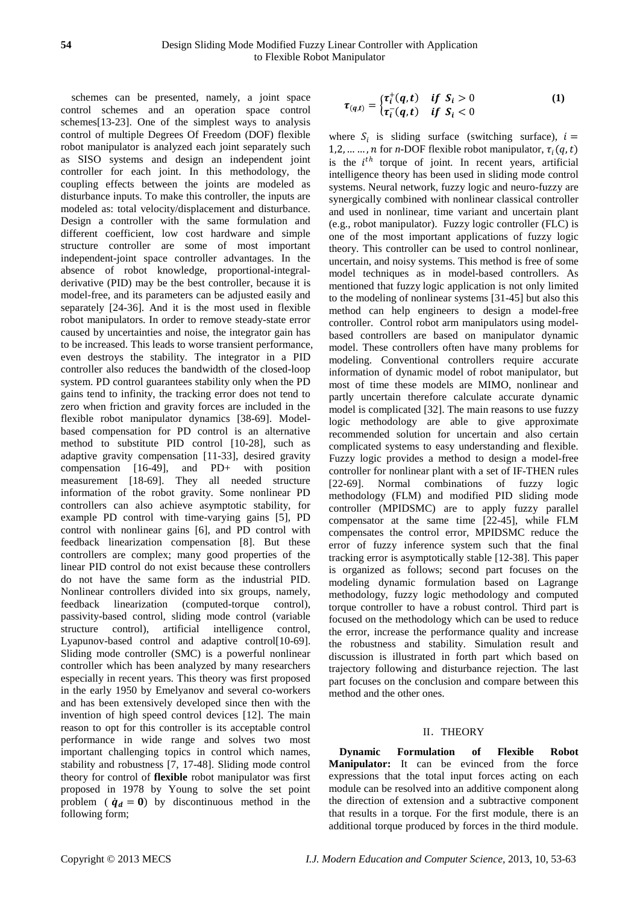schemes can be presented, namely, a joint space control schemes and an operation space control schemes[13-23]. One of the simplest ways to analysis control of multiple Degrees Of Freedom (DOF) flexible robot manipulator is analyzed each joint separately such as SISO systems and design an independent joint controller for each joint. In this methodology, the coupling effects between the joints are modeled as disturbance inputs. To make this controller, the inputs are modeled as: total velocity/displacement and disturbance. Design a controller with the same formulation and different coefficient, low cost hardware and simple structure controller are some of most important independent-joint space controller advantages. In the absence of robot knowledge, proportional-integral-derivative (PID) may be the best controller, because it is model-free, and its parameters can be adjusted easily and separately [24-36]. And it is the most used in flexible robot manipulators. In order to remove steady-state error caused by uncertainties and noise, the integrator gain has to be increased. This leads to worse transient performance, even destroys the stability. The integrator in a PID controller also reduces the bandwidth of the closed-loop system. PD control guarantees stability only when the PD gains tend to infinity, the tracking error does not tend to zero when friction and gravity forces are included in the flexible robot manipulator dynamics [38-69]. Model-based compensation for PD control is an alternative method to substitute PID control [11-33], such as adaptive gravity compensation [11-33], desired gravity compensation [16-49], and PD+ with position measurement [18-69]. They all needed structure information of the robot gravity. Some nonlinear PD controllers can also achieve asymptotic stability, for example PD control with time-varying gains [5], PD control with nonlinear gains [6], and PD control with feedback linearization compensation [8]. But these controllers are complex; many good properties of the linear PID control do not exist because these controllers do not have the same form as the industrial PID. Nonlinear controllers divided into six groups, namely, feedback linearization (computed-torque control), passivity-based control, sliding mode control (variable structure control), artificial intelligence control, Lyapunov-based control and adaptive control[10-69]. Sliding mode controller (SMC) is a powerful nonlinear controller which has been analyzed by many researchers especially in recent years. This theory was first proposed in the early 1950 by Emelyanov and several co-workers and has been extensively developed since then with the invention of high speed control devices [12]. The main reason to opt for this controller is its acceptable control performance in wide range and solves two most important challenging topics in control which names, stability and robustness [7, 17-48]. Sliding mode control theory for control of **flexible** robot manipulator was first proposed in 1978 by Young to solve the set point problem ($\dot{q}_d = 0$) by discontinuous method in the following form;

$$\tau_{(q,t)} = \begin{cases} \tau_i^+(q,t) & if\ S_i > 0 \\ \tau_i^-(q,t) & if\ S_i < 0 \end{cases} \quad (1)$$

where $S_i$ is sliding surface (switching surface), $i = 1,2,\ldots\ldots,n$ for $n$-DOF flexible robot manipulator, $\tau_i(q,t)$ is the $i^{th}$ torque of joint. In recent years, artificial intelligence theory has been used in sliding mode control systems. Neural network, fuzzy logic and neuro-fuzzy are synergically combined with nonlinear classical controller and used in nonlinear, time variant and uncertain plant (e.g., robot manipulator). Fuzzy logic controller (FLC) is one of the most important applications of fuzzy logic theory. This controller can be used to control nonlinear, uncertain, and noisy systems. This method is free of some model techniques as in model-based controllers. As mentioned that fuzzy logic application is not only limited to the modeling of nonlinear systems [31-45] but also this method can help engineers to design a model-free controller. Control robot arm manipulators using model-based controllers are based on manipulator dynamic model. These controllers often have many problems for modeling. Conventional controllers require accurate information of dynamic model of robot manipulator, but most of time these models are MIMO, nonlinear and partly uncertain therefore calculate accurate dynamic model is complicated [32]. The main reasons to use fuzzy logic methodology are able to give approximate recommended solution for uncertain and also certain complicated systems to easy understanding and flexible. Fuzzy logic provides a method to design a model-free controller for nonlinear plant with a set of IF-THEN rules [22-69]. Normal combinations of fuzzy logic methodology (FLM) and modified PID sliding mode controller (MPIDSMC) are to apply fuzzy parallel compensator at the same time [22-45], while FLM compensates the control error, MPIDSMC reduce the error of fuzzy inference system such that the final tracking error is asymptotically stable [12-38]. This paper is organized as follows; second part focuses on the modeling dynamic formulation based on Lagrange methodology, fuzzy logic methodology and computed torque controller to have a robust control. Third part is focused on the methodology which can be used to reduce the error, increase the performance quality and increase the robustness and stability. Simulation result and discussion is illustrated in forth part which based on trajectory following and disturbance rejection. The last part focuses on the conclusion and compare between this method and the other ones.

## II. THEORY

**Dynamic Formulation of Flexible Robot Manipulator:** It can be evinced from the force expressions that the total input forces acting on each module can be resolved into an additive component along the direction of extension and a subtractive component that results in a torque. For the first module, there is an additional torque produced by forces in the third module.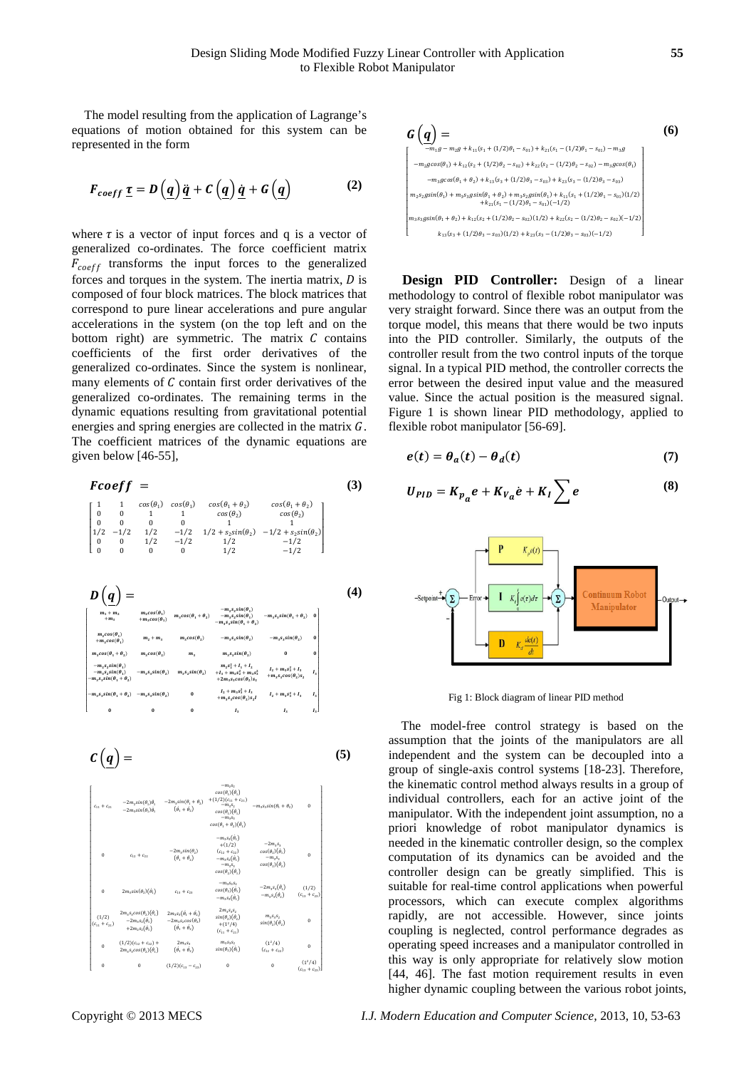The model resulting from the application of Lagrange's equations of motion obtained for this system can be represented in the form

$$F_{coeff}\,\underline{\tau} = D\left(\underline{q}\right)\ddot{\underline{q}} + C\left(\underline{q}\right)\dot{\underline{q}} + G\left(\underline{q}\right) \tag{2}$$

where $\tau$ is a vector of input forces and q is a vector of generalized co-ordinates. The force coefficient matrix $F_{coeff}$ transforms the input forces to the generalized forces and torques in the system. The inertia matrix, $D$ is composed of four block matrices. The block matrices that correspond to pure linear accelerations and pure angular accelerations in the system (on the top left and on the bottom right) are symmetric. The matrix $C$ contains coefficients of the first order derivatives of the generalized co-ordinates. Since the system is nonlinear, many elements of $C$ contain first order derivatives of the generalized co-ordinates. The remaining terms in the dynamic equations resulting from gravitational potential energies and spring energies are collected in the matrix $G$. The coefficient matrices of the dynamic equations are given below [46-55],

$$Fcoeff = \begin{bmatrix} 1 & 1 & \cos(\theta_1) & \cos(\theta_1) & \cos(\theta_1+\theta_2) & \cos(\theta_1+\theta_2) \\ 0 & 0 & 1 & 1 & \cos(\theta_2) & \cos(\theta_2) \\ 0 & 0 & 0 & 0 & 1 & 1 \\ 1/2 & -1/2 & 1/2 & -1/2 & 1/2+s_2\sin(\theta_2) & -1/2+s_2\sin(\theta_2) \\ 0 & 0 & 1/2 & -1/2 & 1/2 & -1/2 \\ 0 & 0 & 0 & 0 & 1/2 & -1/2 \end{bmatrix} \tag{3}$$

$$D\left(\underline{q}\right) = \begin{bmatrix} m_1+m_2+m_3 & m_2\cos(\theta_1)+m_3\cos(\theta_1) & m_3\cos(\theta_1+\theta_2) & -m_2s_2\sin(\theta_1)-m_3s_2\sin(\theta_1)-m_3s_3\sin(\theta_1+\theta_2) & -m_3s_3\sin(\theta_1+\theta_2) & 0 \\ m_2\cos(\theta_1)+m_3\cos(\theta_1) & m_2+m_3 & m_3\cos(\theta_2) & -m_3s_3\sin(\theta_2) & -m_3s_3\sin(\theta_2) & 0 \\ m_3\cos(\theta_1+\theta_2) & m_3\cos(\theta_2) & m_3 & m_3s_2\sin(\theta_2) & 0 & 0 \\ -m_2s_2\sin(\theta_1)-m_3s_2\sin(\theta_1)-m_3s_3\sin(\theta_1+\theta_2) & -m_3s_3\sin(\theta_2) & m_3s_2\sin(\theta_2) & m_2s_2^2+I_1+I_2+I_3+m_3s_2^2+m_3s_3^2+2m_3s_3\cos(\theta_2)s_2 & I_2+m_3s_3^2+I_3+m_3s_3\cos(\theta_2)s_2 & I_3 \\ -m_3s_3\sin(\theta_1+\theta_2) & -m_3s_3\sin(\theta_2) & 0 & I_2+m_3s_3^2+I_3+m_3s_3\cos(\theta_2)s_2 & I_2+m_3s_3^2+I_3 & I_3 \\ 0 & 0 & 0 & I_3 & I_3 & I_3 \end{bmatrix} \tag{4}$$

$$C\left(\underline{q}\right) = \begin{bmatrix} c_{11}+c_{21} & -2m_2\sin(\theta_1)\dot{\theta}_1-2m_3\sin(\theta_1)\dot{\theta}_1 & -2m_3\sin(\theta_1+\theta_2)(\dot{\theta}_1+\dot{\theta}_2) & -m_2s_2\cos(\theta_1)(\dot{\theta}_1)+(1/2)(c_{11}+c_{21})-m_3s_2\cos(\theta_1)(\dot{\theta}_1)-m_3s_3\cos(\theta_1+\theta_2)(\dot{\theta}_1) & -m_3s_3\sin(\theta_1+\theta_2) & 0 \\ 0 & c_{12}+c_{22} & -2m_3\sin(\theta_2)(\dot{\theta}_1+\dot{\theta}_2) & -m_3s_3(\dot{\theta}_1)+(1/2)(c_{12}+c_{22})-m_3s_2(\dot{\theta}_1)-m_3s_3\cos(\theta_2)(\dot{\theta}_1) & -2m_3s_3\cos(\theta_2)(\dot{\theta}_1)-m_3s_3\cos(\theta_2)(\dot{\theta}_2) & 0 \\ 0 & 2m_3\sin(\theta_2)(\dot{\theta}_1) & c_{13}+c_{23} & -m_3s_3s_2\cos(\theta_2)(\dot{\theta}_1)-m_3s_3(\dot{\theta}_1) & -2m_3s_3(\dot{\theta}_1)-m_3s_3(\dot{\theta}_2) & (1/2)(c_{13}+c_{23}) \\ (1/2)(c_{11}+c_{21}) & 2m_2s_2\cos(\theta_2)(\dot{\theta}_1)-2m_3s_3(\dot{\theta}_1)+2m_3s_2(\dot{\theta}_1) & 2m_3s_3(\dot{\theta}_1+\dot{\theta}_2)-2m_3s_2\cos(\theta_2)(\dot{\theta}_1+\dot{\theta}_2) & 2m_3s_3s_2\sin(\theta_2)(\dot{\theta}_2)+(1^2/4)(c_{11}+c_{21}) & m_3s_3s_2\sin(\theta_2)(\dot{\theta}_2) & 0 \\ 0 & (1/2)(c_{12}+c_{22})+2m_3s_3\cos(\theta_2)(\dot{\theta}_1) & 2m_3s_3(\dot{\theta}_1+\dot{\theta}_2) & m_3s_3s_2\sin(\theta_2)(\dot{\theta}_1) & (1^2/4)(c_{12}+c_{22}) & 0 \\ 0 & 0 & (1/2)(c_{13}-c_{23}) & 0 & 0 & (1^2/4)(c_{13}+c_{23}) \end{bmatrix} \tag{5}$$

$$G\left(\underline{q}\right) = \begin{bmatrix} -m_1g-m_2g+k_{11}(s_1+(1/2)\theta_1-s_{01})+k_{21}(s_1-(1/2)\theta_1-s_{01})-m_3g \\ -m_2g\cos(\theta_1)+k_{12}(s_2+(1/2)\theta_2-s_{02})+k_{22}(s_2-(1/2)\theta_2-s_{02})-m_3g\cos(\theta_1) \\ -m_3g\cos(\theta_1+\theta_2)+k_{13}(s_3+(1/2)\theta_3-s_{03})+k_{23}(s_3-(1/2)\theta_3-s_{03}) \\ m_2s_2g\sin(\theta_1)+m_3s_3g\sin(\theta_1+\theta_2)+m_3s_2g\sin(\theta_1)+k_{11}(s_1+(1/2)\theta_1-s_{01})(1/2)+k_{21}(s_1-(1/2)\theta_1-s_{01})(-1/2) \\ m_3s_3g\sin(\theta_1+\theta_2)+k_{12}(s_2+(1/2)\theta_2-s_{02})(1/2)+k_{22}(s_2-(1/2)\theta_2-s_{02})(-1/2) \\ k_{13}(s_3+(1/2)\theta_3-s_{03})(1/2)+k_{23}(s_3-(1/2)\theta_3-s_{03})(-1/2) \end{bmatrix} \tag{6}$$

**Design PID Controller:** Design of a linear methodology to control of flexible robot manipulator was very straight forward. Since there was an output from the torque model, this means that there would be two inputs into the PID controller. Similarly, the outputs of the controller result from the two control inputs of the torque signal. In a typical PID method, the controller corrects the error between the desired input value and the measured value. Since the actual position is the measured signal. Figure 1 is shown linear PID methodology, applied to flexible robot manipulator [56-69].

$$e(t) = \theta_a(t) - \theta_d(t) \tag{7}$$

$$U_{PID} = K_{p_a}e + K_{V_a}\dot{e} + K_I\sum e \tag{8}$$

Fig 1: Block diagram of linear PID method

The model-free control strategy is based on the assumption that the joints of the manipulators are all independent and the system can be decoupled into a group of single-axis control systems [18-23]. Therefore, the kinematic control method always results in a group of individual controllers, each for an active joint of the manipulator. With the independent joint assumption, no a priori knowledge of robot manipulator dynamics is needed in the kinematic controller design, so the complex computation of its dynamics can be avoided and the controller design can be greatly simplified. This is suitable for real-time control applications when powerful processors, which can execute complex algorithms rapidly, are not accessible. However, since joints coupling is neglected, control performance degrades as operating speed increases and a manipulator controlled in this way is only appropriate for relatively slow motion [44, 46]. The fast motion requirement results in even higher dynamic coupling between the various robot joints,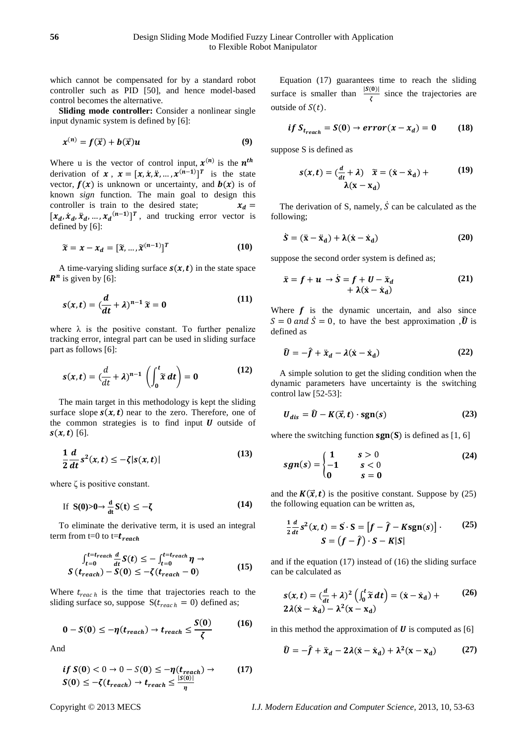which cannot be compensated for by a standard robot controller such as PID [50], and hence model-based control becomes the alternative.

**Sliding mode controller:** Consider a nonlinear single input dynamic system is defined by [6]:

$$x^{(n)} = f(\vec{x}) + b(\vec{x})u \tag{9}$$

Where u is the vector of control input, $x^{(n)}$ is the $n^{th}$ derivation of $x$, $x = [x, \dot{x}, \ddot{x}, \dots, x^{(n-1)}]^T$ is the state vector, $f(x)$ is unknown or uncertainty, and $b(x)$ is of known *sign* function. The main goal to design this controller is train to the desired state; $x_d = [x_d, \dot{x}_d, \ddot{x}_d, \dots, x_d^{(n-1)}]^T$, and trucking error vector is defined by [6]:

$$\tilde{x} = x - x_d = [\tilde{x}, \dots, \tilde{x}^{(n-1)}]^T \tag{10}$$

A time-varying sliding surface $s(x,t)$ in the state space $R^n$ is given by [6]:

$$s(x,t) = (\frac{d}{dt} + \lambda)^{n-1}\,\tilde{x} = 0 \tag{11}$$

where λ is the positive constant. To further penalize tracking error, integral part can be used in sliding surface part as follows [6]:

$$s(x,t) = (\frac{d}{dt} + \lambda)^{n-1}\left(\int_0^t \tilde{x}\, dt\right) = 0 \tag{12}$$

The main target in this methodology is kept the sliding surface slope $s(x,t)$ near to the zero. Therefore, one of the common strategies is to find input $U$ outside of $s(x,t)$ [6].

$$\frac{1}{2}\frac{d}{dt}s^2(x,t) \le -\zeta|s(x,t)| \tag{13}$$

where ζ is positive constant.

$$\text{If } S(0)>0 \rightarrow \frac{d}{dt}S(t) \le -\zeta \tag{14}$$

To eliminate the derivative term, it is used an integral term from t=0 to t=$t_{reach}$

$$\int_{t=0}^{t=t_{reach}} \frac{d}{dt}S(t) \le -\int_{t=0}^{t=t_{reach}} \eta \rightarrow S(t_{reach}) - S(0) \le -\zeta(t_{reach} - 0) \tag{15}$$

Where $t_{reach}$ is the time that trajectories reach to the sliding surface so, suppose $S(t_{reach} = 0)$ defined as;

$$0 - S(0) \le -\eta(t_{reach}) \rightarrow t_{reach} \le \frac{S(0)}{\zeta} \tag{16}$$

And

$$if\ S(0) < 0 \rightarrow 0 - S(0) \le -\eta(t_{reach}) \rightarrow S(0) \le -\zeta(t_{reach}) \rightarrow t_{reach} \le \frac{|S(0)|}{\eta} \tag{17}$$

Equation (17) guarantees time to reach the sliding surface is smaller than $\frac{|S(0)|}{\zeta}$ since the trajectories are outside of $S(t)$.

$$if\ S_{t_{reach}} = S(0) \rightarrow error(x - x_d) = 0 \tag{18}$$

suppose S is defined as

$$s(x,t) = (\frac{d}{dt} + \lambda)\quad \tilde{x} = (\dot{x} - \dot{x}_d) + \lambda(x - x_d) \tag{19}$$

The derivation of S, namely, $\dot{S}$ can be calculated as the following;

$$\dot{S} = (\ddot{x} - \ddot{x}_d) + \lambda(\dot{x} - \dot{x}_d) \tag{20}$$

suppose the second order system is defined as;

$$\ddot{x} = f + u \rightarrow \dot{S} = f + U - \ddot{x}_d + \lambda(\dot{x} - \dot{x}_d) \tag{21}$$

Where $f$ is the dynamic uncertain, and also since $S = 0$ and $\dot{S} = 0$, to have the best approximation ,$\hat{U}$ is defined as

$$\hat{U} = -\hat{f} + \ddot{x}_d - \lambda(\dot{x} - \dot{x}_d) \tag{22}$$

A simple solution to get the sliding condition when the dynamic parameters have uncertainty is the switching control law [52-53]:

$$U_{dis} = \hat{U} - K(\vec{x}, t)\cdot \mathrm{sgn}(s) \tag{23}$$

where the switching function $\mathrm{sgn}(S)$ is defined as [1, 6]

$$sgn(s) = \begin{cases} 1 & s > 0 \\ -1 & s < 0 \\ 0 & s = 0 \end{cases} \tag{24}$$

and the $K(\vec{x}, t)$ is the positive constant. Suppose by (25) the following equation can be written as,

$$\frac{1}{2}\frac{d}{dt}s^2(x,t) = \dot{S}\cdot S = \left[f - \hat{f} - K\mathrm{sgn}(s)\right]\cdot S = \left(f - \hat{f}\right)\cdot S - K|S| \tag{25}$$

and if the equation (17) instead of (16) the sliding surface can be calculated as

$$s(x,t) = (\frac{d}{dt} + \lambda)^2\left(\int_0^t \tilde{x}\, dt\right) = (\dot{x} - \dot{x}_d) + 2\lambda(\dot{x} - \dot{x}_d) - \lambda^2(x - x_d) \tag{26}$$

in this method the approximation of $U$ is computed as [6]

$$\hat{U} = -\hat{f} + \ddot{x}_d - 2\lambda(\dot{x} - \dot{x}_d) + \lambda^2(x - x_d) \tag{27}$$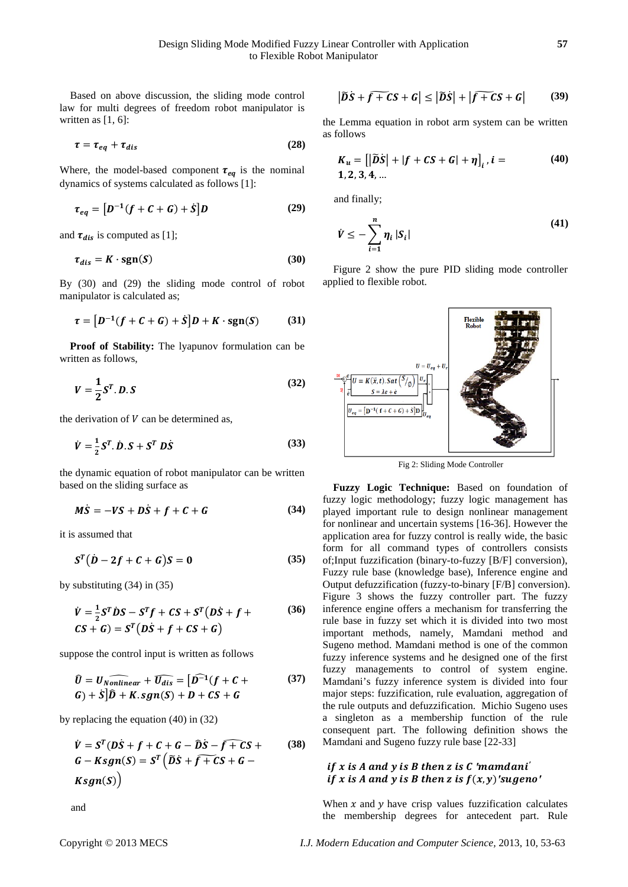Based on above discussion, the sliding mode control law for multi degrees of freedom robot manipulator is written as [1, 6]:

$$\boldsymbol{\tau} = \boldsymbol{\tau_{eq}} + \boldsymbol{\tau_{dis}} \tag{28}$$

Where, the model-based component $\boldsymbol{\tau_{eq}}$ is the nominal dynamics of systems calculated as follows [1]:

$$\boldsymbol{\tau_{eq}} = \left[\boldsymbol{D^{-1}}(\boldsymbol{f} + \boldsymbol{C} + \boldsymbol{G}) + \dot{\boldsymbol{S}}\right]\boldsymbol{D} \tag{29}$$

and $\boldsymbol{\tau_{dis}}$ is computed as [1];

$$\boldsymbol{\tau_{dis}} = \boldsymbol{K} \cdot \mathbf{sgn}(\boldsymbol{S}) \tag{30}$$

By (30) and (29) the sliding mode control of robot manipulator is calculated as;

$$\boldsymbol{\tau} = \left[\boldsymbol{D^{-1}}(\boldsymbol{f} + \boldsymbol{C} + \boldsymbol{G}) + \dot{\boldsymbol{S}}\right]\boldsymbol{D} + \boldsymbol{K} \cdot \mathbf{sgn}(\boldsymbol{S}) \tag{31}$$

**Proof of Stability:** The lyapunov formulation can be written as follows,

$$\boldsymbol{V} = \frac{\mathbf{1}}{\mathbf{2}}\boldsymbol{S^T}.\boldsymbol{D}.\boldsymbol{S} \tag{32}$$

the derivation of $V$ can be determined as,

$$\dot{\boldsymbol{V}} = \frac{\mathbf{1}}{\mathbf{2}}\boldsymbol{S^T}.\dot{\boldsymbol{D}}.\boldsymbol{S} + \boldsymbol{S^T}\,\boldsymbol{D}\dot{\boldsymbol{S}} \tag{33}$$

the dynamic equation of robot manipulator can be written based on the sliding surface as

$$\boldsymbol{M}\dot{\boldsymbol{S}} = -\boldsymbol{V}\boldsymbol{S} + \boldsymbol{D}\dot{\boldsymbol{S}} + \boldsymbol{f} + \boldsymbol{C} + \boldsymbol{G} \tag{34}$$

it is assumed that

$$\boldsymbol{S^T}\left(\dot{\boldsymbol{D}} - \mathbf{2}\boldsymbol{f} + \boldsymbol{C} + \boldsymbol{G}\right)\boldsymbol{S} = \mathbf{0} \tag{35}$$

by substituting (34) in (35)

$$\dot{\boldsymbol{V}} = \frac{\mathbf{1}}{\mathbf{2}}\boldsymbol{S^T}\dot{\boldsymbol{D}}\boldsymbol{S} - \boldsymbol{S^T}\boldsymbol{f} + \boldsymbol{C}\boldsymbol{S} + \boldsymbol{S^T}\left(\boldsymbol{D}\dot{\boldsymbol{S}} + \boldsymbol{f} + \boldsymbol{C}\boldsymbol{S} + \boldsymbol{G}\right) = \boldsymbol{S^T}\left(\boldsymbol{D}\dot{\boldsymbol{S}} + \boldsymbol{f} + \boldsymbol{C}\boldsymbol{S} + \boldsymbol{G}\right) \tag{36}$$

suppose the control input is written as follows

$$\widehat{\boldsymbol{U}} = \widehat{\boldsymbol{U_{Nonlinear}}} + \widehat{\boldsymbol{U_{dis}}} = \left[\widehat{\boldsymbol{D^{-1}}}(\boldsymbol{f} + \boldsymbol{C} + \boldsymbol{G}) + \dot{\boldsymbol{S}}\right]\widehat{\boldsymbol{D}} + \boldsymbol{K}.\boldsymbol{sgn}(\boldsymbol{S}) + \boldsymbol{D} + \boldsymbol{C}\boldsymbol{S} + \boldsymbol{G} \tag{37}$$

by replacing the equation (40) in (32)

$$\dot{\boldsymbol{V}} = \boldsymbol{S^T}(\boldsymbol{D}\dot{\boldsymbol{S}} + \boldsymbol{f} + \boldsymbol{C} + \boldsymbol{G} - \widehat{\boldsymbol{D}}\dot{\boldsymbol{S}} - \widehat{\boldsymbol{f} + \boldsymbol{C}\boldsymbol{S}} + \boldsymbol{G} - \boldsymbol{K}\boldsymbol{sgn}(\boldsymbol{S}) = \boldsymbol{S^T}\left(\widetilde{\boldsymbol{D}}\dot{\boldsymbol{S}} + \widetilde{\boldsymbol{f} + \boldsymbol{C}\boldsymbol{S}} + \boldsymbol{G} - \boldsymbol{K}\boldsymbol{sgn}(\boldsymbol{S})\right) \tag{38}$$

and

$$\left|\widetilde{\boldsymbol{D}}\dot{\boldsymbol{S}} + \widetilde{\boldsymbol{f} + \boldsymbol{C}\boldsymbol{S}} + \boldsymbol{G}\right| \leq \left|\widetilde{\boldsymbol{D}}\dot{\boldsymbol{S}}\right| + \left|\widetilde{\boldsymbol{f} + \boldsymbol{C}\boldsymbol{S}} + \boldsymbol{G}\right| \tag{39}$$

the Lemma equation in robot arm system can be written as follows

$$\boldsymbol{K_u} = \left[\left|\widetilde{\boldsymbol{D}}\dot{\boldsymbol{S}}\right| + \left|\boldsymbol{f} + \boldsymbol{C}\boldsymbol{S} + \boldsymbol{G}\right| + \boldsymbol{\eta}\right]_{\boldsymbol{i}}, \boldsymbol{i} = \mathbf{1}, \mathbf{2}, \mathbf{3}, \mathbf{4}, \ldots \tag{40}$$

and finally;

$$\dot{\boldsymbol{V}} \leq -\sum_{\boldsymbol{i}=\mathbf{1}}^{\boldsymbol{n}} \boldsymbol{\eta_i}\,|\boldsymbol{S_i}| \tag{41}$$

Figure 2 show the pure PID sliding mode controller applied to flexible robot.

Fig 2: Sliding Mode Controller

**Fuzzy Logic Technique:** Based on foundation of fuzzy logic methodology; fuzzy logic management has played important rule to design nonlinear management for nonlinear and uncertain systems [16-36]. However the application area for fuzzy control is really wide, the basic form for all command types of controllers consists of;Input fuzzification (binary-to-fuzzy [B/F] conversion), Fuzzy rule base (knowledge base), Inference engine and Output defuzzification (fuzzy-to-binary [F/B] conversion). Figure 3 shows the fuzzy controller part. The fuzzy inference engine offers a mechanism for transferring the rule base in fuzzy set which it is divided into two most important methods, namely, Mamdani method and Sugeno method. Mamdani method is one of the common fuzzy inference systems and he designed one of the first fuzzy managements to control of system engine. Mamdani's fuzzy inference system is divided into four major steps: fuzzification, rule evaluation, aggregation of the rule outputs and defuzzification. Michio Sugeno uses a singleton as a membership function of the rule consequent part. The following definition shows the Mamdani and Sugeno fuzzy rule base [22-33]

$$\begin{aligned}&\boldsymbol{if\ x\ is\ A\ and\ y\ is\ B\ then\ z\ is\ C\ 'mamdani'}\\&\boldsymbol{if\ x\ is\ A\ and\ y\ is\ B\ then\ z\ is\ f(x,y)\ 'sugeno'}\end{aligned}$$

When $x$ and $y$ have crisp values fuzzification calculates the membership degrees for antecedent part. Rule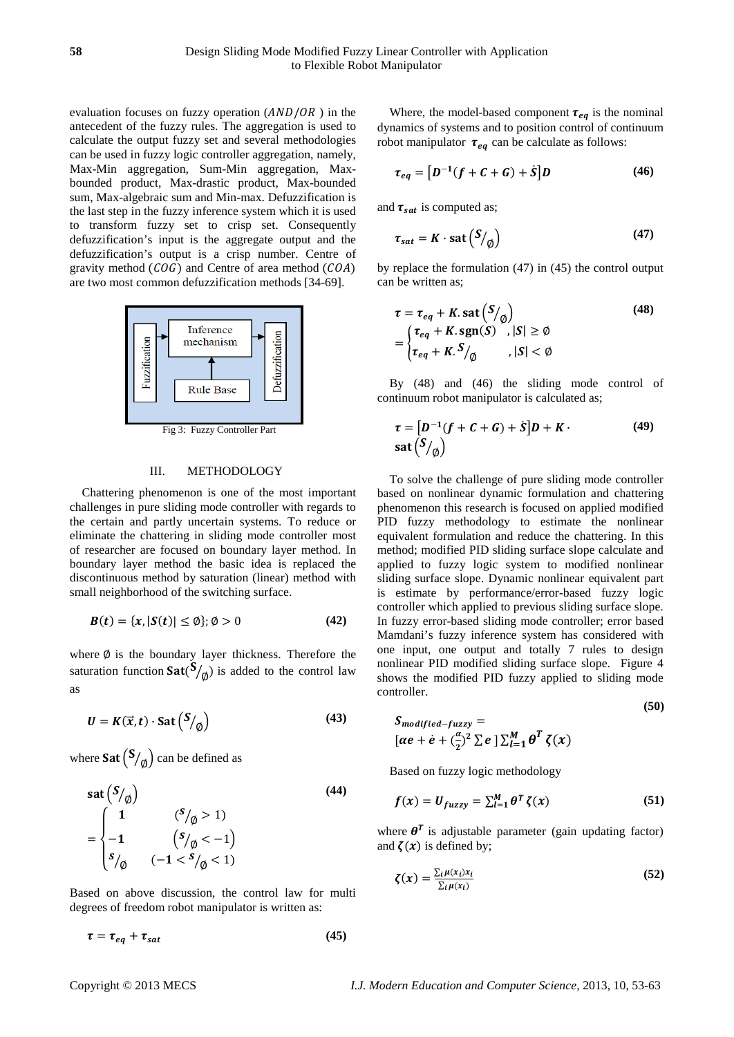evaluation focuses on fuzzy operation ($AND/OR$ ) in the antecedent of the fuzzy rules. The aggregation is used to calculate the output fuzzy set and several methodologies can be used in fuzzy logic controller aggregation, namely, Max-Min aggregation, Sum-Min aggregation, Max-bounded product, Max-drastic product, Max-bounded sum, Max-algebraic sum and Min-max. Defuzzification is the last step in the fuzzy inference system which it is used to transform fuzzy set to crisp set. Consequently defuzzification's input is the aggregate output and the defuzzification's output is a crisp number. Centre of gravity method ($COG$) and Centre of area method ($COA$) are two most common defuzzification methods [34-69].

Fuzzification → Inference mechanism → Defuzzification; Rule Base → Inference mechanism

Fig 3: Fuzzy Controller Part

## III. METHODOLOGY

Chattering phenomenon is one of the most important challenges in pure sliding mode controller with regards to the certain and partly uncertain systems. To reduce or eliminate the chattering in sliding mode controller most of researcher are focused on boundary layer method. In boundary layer method the basic idea is replaced the discontinuous method by saturation (linear) method with small neighborhood of the switching surface.

$$B(t) = \{x, |S(t)| \leq \emptyset\}; \emptyset > 0 \tag{42}$$

where $\emptyset$ is the boundary layer thickness. Therefore the saturation function $\mathbf{Sat}(S/_{\emptyset})$ is added to the control law as

$$U = K(\vec{x},t) \cdot \mathbf{Sat}\left(S/_{\emptyset}\right) \tag{43}$$

where $\mathbf{Sat}\left(S/_{\emptyset}\right)$ can be defined as

$$\mathbf{sat}\left(S/_{\emptyset}\right) = \begin{cases} \mathbf{1} & (S/_{\emptyset} > 1) \\ -\mathbf{1} & (S/_{\emptyset} < -1) \\ S/_{\emptyset} & (-\mathbf{1} < S/_{\emptyset} < 1) \end{cases} \tag{44}$$

Based on above discussion, the control law for multi degrees of freedom robot manipulator is written as:

$$\tau = \tau_{eq} + \tau_{sat} \tag{45}$$

Where, the model-based component $\tau_{eq}$ is the nominal dynamics of systems and to position control of continuum robot manipulator $\tau_{eq}$ can be calculate as follows:

$$\tau_{eq} = \left[D^{-1}(f + C + G) + \dot{S}\right]D \tag{46}$$

and $\tau_{sat}$ is computed as;

$$\tau_{sat} = K \cdot \mathbf{sat}\left(S/_{\emptyset}\right) \tag{47}$$

by replace the formulation (47) in (45) the control output can be written as;

$$\tau = \tau_{eq} + K.\mathbf{sat}\left(S/_{\emptyset}\right) = \begin{cases} \tau_{eq} + K.\mathbf{sgn}(S) & , |S| \geq \emptyset \\ \tau_{eq} + K.S/_{\emptyset} & , |S| < \emptyset \end{cases} \tag{48}$$

By (48) and (46) the sliding mode control of continuum robot manipulator is calculated as;

$$\tau = \left[D^{-1}(f + C + G) + \dot{S}\right]D + K \cdot \mathbf{sat}\left(S/_{\emptyset}\right) \tag{49}$$

To solve the challenge of pure sliding mode controller based on nonlinear dynamic formulation and chattering phenomenon this research is focused on applied modified PID fuzzy methodology to estimate the nonlinear equivalent formulation and reduce the chattering. In this method; modified PID sliding surface slope calculate and applied to fuzzy logic system to modified nonlinear sliding surface slope. Dynamic nonlinear equivalent part is estimate by performance/error-based fuzzy logic controller which applied to previous sliding surface slope. In fuzzy error-based sliding mode controller; error based Mamdani's fuzzy inference system has considered with one input, one output and totally 7 rules to design nonlinear PID modified sliding surface slope. Figure 4 shows the modified PID fuzzy applied to sliding mode controller.

$$S_{modified-fuzzy} = \left[\alpha e + \dot{e} + \left(\tfrac{\alpha}{2}\right)^2 \sum e\,\right] \sum_{l=1}^{M} \theta^T \zeta(x) \tag{50}$$

Based on fuzzy logic methodology

$$f(x) = U_{fuzzy} = \sum_{l=1}^{M} \theta^T \zeta(x) \tag{51}$$

where $\theta^T$ is adjustable parameter (gain updating factor) and $\zeta(x)$ is defined by;

$$\zeta(x) = \frac{\sum_i \mu(x_i) x_i}{\sum_i \mu(x_i)} \tag{52}$$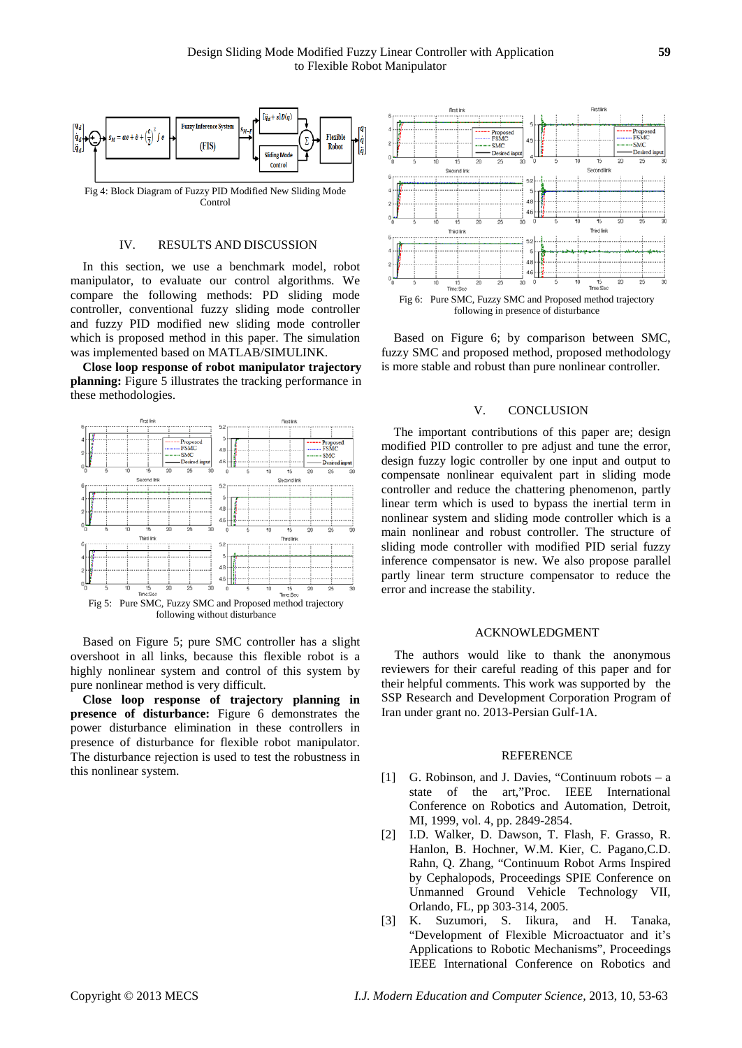Fig 4: Block Diagram of Fuzzy PID Modified New Sliding Mode Control

## IV. RESULTS AND DISCUSSION

In this section, we use a benchmark model, robot manipulator, to evaluate our control algorithms. We compare the following methods: PD sliding mode controller, conventional fuzzy sliding mode controller and fuzzy PID modified new sliding mode controller which is proposed method in this paper. The simulation was implemented based on MATLAB/SIMULINK.

**Close loop response of robot manipulator trajectory planning:** Figure 5 illustrates the tracking performance in these methodologies.

Fig 5: Pure SMC, Fuzzy SMC and Proposed method trajectory following without disturbance

Based on Figure 5; pure SMC controller has a slight overshoot in all links, because this flexible robot is a highly nonlinear system and control of this system by pure nonlinear method is very difficult.

**Close loop response of trajectory planning in presence of disturbance:** Figure 6 demonstrates the power disturbance elimination in these controllers in presence of disturbance for flexible robot manipulator. The disturbance rejection is used to test the robustness in this nonlinear system.

Fig 6: Pure SMC, Fuzzy SMC and Proposed method trajectory following in presence of disturbance

Based on Figure 6; by comparison between SMC, fuzzy SMC and proposed method, proposed methodology is more stable and robust than pure nonlinear controller.

## V. CONCLUSION

The important contributions of this paper are; design modified PID controller to pre adjust and tune the error, design fuzzy logic controller by one input and output to compensate nonlinear equivalent part in sliding mode controller and reduce the chattering phenomenon, partly linear term which is used to bypass the inertial term in nonlinear system and sliding mode controller which is a main nonlinear and robust controller. The structure of sliding mode controller with modified PID serial fuzzy inference compensator is new. We also propose parallel partly linear term structure compensator to reduce the error and increase the stability.

## ACKNOWLEDGMENT

The authors would like to thank the anonymous reviewers for their careful reading of this paper and for their helpful comments. This work was supported by the SSP Research and Development Corporation Program of Iran under grant no. 2013-Persian Gulf-1A.

## REFERENCE

[1] G. Robinson, and J. Davies, "Continuum robots – a state of the art,"Proc. IEEE International Conference on Robotics and Automation, Detroit, MI, 1999, vol. 4, pp. 2849-2854.

[2] I.D. Walker, D. Dawson, T. Flash, F. Grasso, R. Hanlon, B. Hochner, W.M. Kier, C. Pagano,C.D. Rahn, Q. Zhang, "Continuum Robot Arms Inspired by Cephalopods, Proceedings SPIE Conference on Unmanned Ground Vehicle Technology VII, Orlando, FL, pp 303-314, 2005.

[3] K. Suzumori, S. Iikura, and H. Tanaka, "Development of Flexible Microactuator and it's Applications to Robotic Mechanisms", Proceedings IEEE International Conference on Robotics and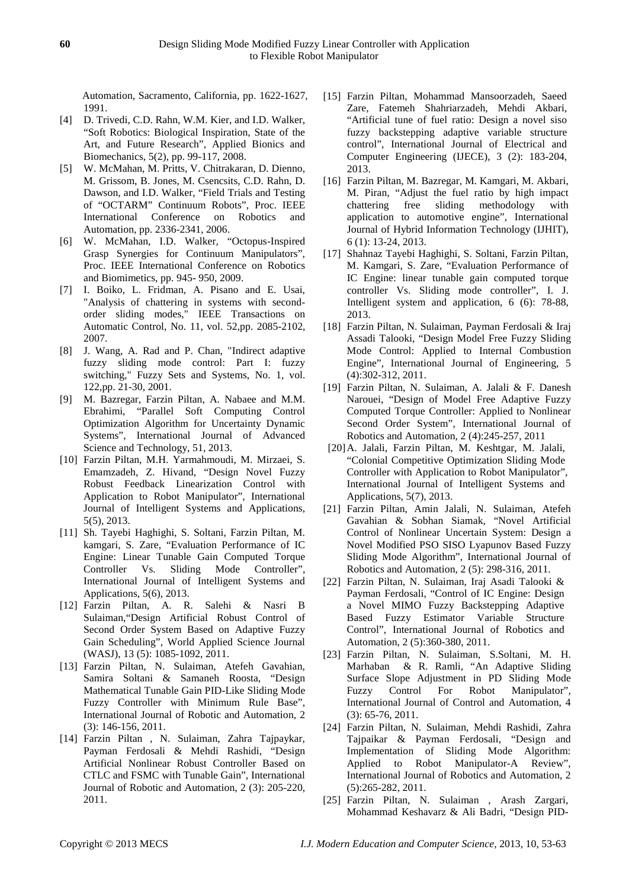Automation, Sacramento, California, pp. 1622-1627, 1991.

[4] D. Trivedi, C.D. Rahn, W.M. Kier, and I.D. Walker, "Soft Robotics: Biological Inspiration, State of the Art, and Future Research", Applied Bionics and Biomechanics, 5(2), pp. 99-117, 2008.

[5] W. McMahan, M. Pritts, V. Chitrakaran, D. Dienno, M. Grissom, B. Jones, M. Csencsits, C.D. Rahn, D. Dawson, and I.D. Walker, "Field Trials and Testing of "OCTARM" Continuum Robots", Proc. IEEE International Conference on Robotics and Automation, pp. 2336-2341, 2006.

[6] W. McMahan, I.D. Walker, "Octopus-Inspired Grasp Synergies for Continuum Manipulators", Proc. IEEE International Conference on Robotics and Biomimetics, pp. 945- 950, 2009.

[7] I. Boiko, L. Fridman, A. Pisano and E. Usai, "Analysis of chattering in systems with second-order sliding modes," IEEE Transactions on Automatic Control, No. 11, vol. 52,pp. 2085-2102, 2007.

[8] J. Wang, A. Rad and P. Chan, "Indirect adaptive fuzzy sliding mode control: Part I: fuzzy switching," Fuzzy Sets and Systems, No. 1, vol. 122,pp. 21-30, 2001.

[9] M. Bazregar, Farzin Piltan, A. Nabaee and M.M. Ebrahimi, "Parallel Soft Computing Control Optimization Algorithm for Uncertainty Dynamic Systems", International Journal of Advanced Science and Technology, 51, 2013.

[10] Farzin Piltan, M.H. Yarmahmoudi, M. Mirzaei, S. Emamzadeh, Z. Hivand, "Design Novel Fuzzy Robust Feedback Linearization Control with Application to Robot Manipulator", International Journal of Intelligent Systems and Applications, 5(5), 2013.

[11] Sh. Tayebi Haghighi, S. Soltani, Farzin Piltan, M. kamgari, S. Zare, "Evaluation Performance of IC Engine: Linear Tunable Gain Computed Torque Controller Vs. Sliding Mode Controller", International Journal of Intelligent Systems and Applications, 5(6), 2013.

[12] Farzin Piltan, A. R. Salehi & Nasri B Sulaiman,"Design Artificial Robust Control of Second Order System Based on Adaptive Fuzzy Gain Scheduling", World Applied Science Journal (WASJ), 13 (5): 1085-1092, 2011.

[13] Farzin Piltan, N. Sulaiman, Atefeh Gavahian, Samira Soltani & Samaneh Roosta, "Design Mathematical Tunable Gain PID-Like Sliding Mode Fuzzy Controller with Minimum Rule Base", International Journal of Robotic and Automation, 2 (3): 146-156, 2011.

[14] Farzin Piltan , N. Sulaiman, Zahra Tajpaykar, Payman Ferdosali & Mehdi Rashidi, "Design Artificial Nonlinear Robust Controller Based on CTLC and FSMC with Tunable Gain", International Journal of Robotic and Automation, 2 (3): 205-220, 2011.

[15] Farzin Piltan, Mohammad Mansoorzadeh, Saeed Zare, Fatemeh Shahriarzadeh, Mehdi Akbari, "Artificial tune of fuel ratio: Design a novel siso fuzzy backstepping adaptive variable structure control", International Journal of Electrical and Computer Engineering (IJECE), 3 (2): 183-204, 2013.

[16] Farzin Piltan, M. Bazregar, M. Kamgari, M. Akbari, M. Piran, "Adjust the fuel ratio by high impact chattering free sliding methodology with application to automotive engine", International Journal of Hybrid Information Technology (IJHIT), 6 (1): 13-24, 2013.

[17] Shahnaz Tayebi Haghighi, S. Soltani, Farzin Piltan, M. Kamgari, S. Zare, "Evaluation Performance of IC Engine: linear tunable gain computed torque controller Vs. Sliding mode controller", I. J. Intelligent system and application, 6 (6): 78-88, 2013.

[18] Farzin Piltan, N. Sulaiman, Payman Ferdosali & Iraj Assadi Talooki, "Design Model Free Fuzzy Sliding Mode Control: Applied to Internal Combustion Engine", International Journal of Engineering, 5 (4):302-312, 2011.

[19] Farzin Piltan, N. Sulaiman, A. Jalali & F. Danesh Narouei, "Design of Model Free Adaptive Fuzzy Computed Torque Controller: Applied to Nonlinear Second Order System", International Journal of Robotics and Automation, 2 (4):245-257, 2011

[20] A. Jalali, Farzin Piltan, M. Keshtgar, M. Jalali, "Colonial Competitive Optimization Sliding Mode Controller with Application to Robot Manipulator", International Journal of Intelligent Systems and Applications, 5(7), 2013.

[21] Farzin Piltan, Amin Jalali, N. Sulaiman, Atefeh Gavahian & Sobhan Siamak, "Novel Artificial Control of Nonlinear Uncertain System: Design a Novel Modified PSO SISO Lyapunov Based Fuzzy Sliding Mode Algorithm", International Journal of Robotics and Automation, 2 (5): 298-316, 2011.

[22] Farzin Piltan, N. Sulaiman, Iraj Asadi Talooki & Payman Ferdosali, "Control of IC Engine: Design a Novel MIMO Fuzzy Backstepping Adaptive Based Fuzzy Estimator Variable Structure Control", International Journal of Robotics and Automation, 2 (5):360-380, 2011.

[23] Farzin Piltan, N. Sulaiman, S.Soltani, M. H. Marhaban & R. Ramli, "An Adaptive Sliding Surface Slope Adjustment in PD Sliding Mode Fuzzy Control For Robot Manipulator", International Journal of Control and Automation, 4 (3): 65-76, 2011.

[24] Farzin Piltan, N. Sulaiman, Mehdi Rashidi, Zahra Tajpaikar & Payman Ferdosali, "Design and Implementation of Sliding Mode Algorithm: Applied to Robot Manipulator-A Review", International Journal of Robotics and Automation, 2 (5):265-282, 2011.

[25] Farzin Piltan, N. Sulaiman , Arash Zargari, Mohammad Keshavarz & Ali Badri, "Design PID-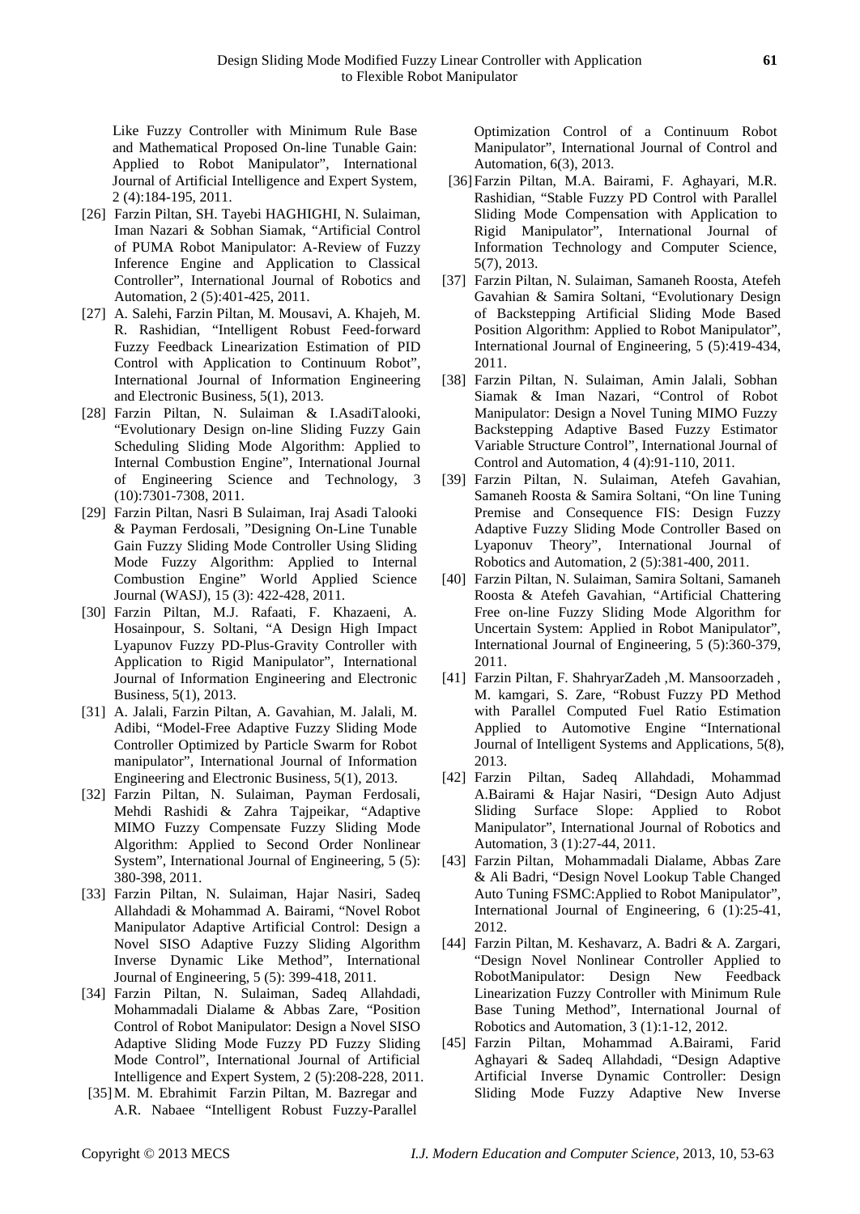Like Fuzzy Controller with Minimum Rule Base and Mathematical Proposed On-line Tunable Gain: Applied to Robot Manipulator", International Journal of Artificial Intelligence and Expert System, 2 (4):184-195, 2011.

[26] Farzin Piltan, SH. Tayebi HAGHIGHI, N. Sulaiman, Iman Nazari & Sobhan Siamak, "Artificial Control of PUMA Robot Manipulator: A-Review of Fuzzy Inference Engine and Application to Classical Controller", International Journal of Robotics and Automation, 2 (5):401-425, 2011.

[27] A. Salehi, Farzin Piltan, M. Mousavi, A. Khajeh, M. R. Rashidian, "Intelligent Robust Feed-forward Fuzzy Feedback Linearization Estimation of PID Control with Application to Continuum Robot", International Journal of Information Engineering and Electronic Business, 5(1), 2013.

[28] Farzin Piltan, N. Sulaiman & I.AsadiTalooki, "Evolutionary Design on-line Sliding Fuzzy Gain Scheduling Sliding Mode Algorithm: Applied to Internal Combustion Engine", International Journal of Engineering Science and Technology, 3 (10):7301-7308, 2011.

[29] Farzin Piltan, Nasri B Sulaiman, Iraj Asadi Talooki & Payman Ferdosali, "Designing On-Line Tunable Gain Fuzzy Sliding Mode Controller Using Sliding Mode Fuzzy Algorithm: Applied to Internal Combustion Engine" World Applied Science Journal (WASJ), 15 (3): 422-428, 2011.

[30] Farzin Piltan, M.J. Rafaati, F. Khazaeni, A. Hosainpour, S. Soltani, "A Design High Impact Lyapunov Fuzzy PD-Plus-Gravity Controller with Application to Rigid Manipulator", International Journal of Information Engineering and Electronic Business, 5(1), 2013.

[31] A. Jalali, Farzin Piltan, A. Gavahian, M. Jalali, M. Adibi, "Model-Free Adaptive Fuzzy Sliding Mode Controller Optimized by Particle Swarm for Robot manipulator", International Journal of Information Engineering and Electronic Business, 5(1), 2013.

[32] Farzin Piltan, N. Sulaiman, Payman Ferdosali, Mehdi Rashidi & Zahra Tajpeikar, "Adaptive MIMO Fuzzy Compensate Fuzzy Sliding Mode Algorithm: Applied to Second Order Nonlinear System", International Journal of Engineering, 5 (5): 380-398, 2011.

[33] Farzin Piltan, N. Sulaiman, Hajar Nasiri, Sadeq Allahdadi & Mohammad A. Bairami, "Novel Robot Manipulator Adaptive Artificial Control: Design a Novel SISO Adaptive Fuzzy Sliding Algorithm Inverse Dynamic Like Method", International Journal of Engineering, 5 (5): 399-418, 2011.

[34] Farzin Piltan, N. Sulaiman, Sadeq Allahdadi, Mohammadali Dialame & Abbas Zare, "Position Control of Robot Manipulator: Design a Novel SISO Adaptive Sliding Mode Fuzzy PD Fuzzy Sliding Mode Control", International Journal of Artificial Intelligence and Expert System, 2 (5):208-228, 2011.

[35] M. M. Ebrahimit Farzin Piltan, M. Bazregar and A.R. Nabaee "Intelligent Robust Fuzzy-Parallel Optimization Control of a Continuum Robot Manipulator", International Journal of Control and Automation, 6(3), 2013.

[36] Farzin Piltan, M.A. Bairami, F. Aghayari, M.R. Rashidian, "Stable Fuzzy PD Control with Parallel Sliding Mode Compensation with Application to Rigid Manipulator", International Journal of Information Technology and Computer Science, 5(7), 2013.

[37] Farzin Piltan, N. Sulaiman, Samaneh Roosta, Atefeh Gavahian & Samira Soltani, "Evolutionary Design of Backstepping Artificial Sliding Mode Based Position Algorithm: Applied to Robot Manipulator", International Journal of Engineering, 5 (5):419-434, 2011.

[38] Farzin Piltan, N. Sulaiman, Amin Jalali, Sobhan Siamak & Iman Nazari, "Control of Robot Manipulator: Design a Novel Tuning MIMO Fuzzy Backstepping Adaptive Based Fuzzy Estimator Variable Structure Control", International Journal of Control and Automation, 4 (4):91-110, 2011.

[39] Farzin Piltan, N. Sulaiman, Atefeh Gavahian, Samaneh Roosta & Samira Soltani, "On line Tuning Premise and Consequence FIS: Design Fuzzy Adaptive Fuzzy Sliding Mode Controller Based on Lyaponuv Theory", International Journal of Robotics and Automation, 2 (5):381-400, 2011.

[40] Farzin Piltan, N. Sulaiman, Samira Soltani, Samaneh Roosta & Atefeh Gavahian, "Artificial Chattering Free on-line Fuzzy Sliding Mode Algorithm for Uncertain System: Applied in Robot Manipulator", International Journal of Engineering, 5 (5):360-379, 2011.

[41] Farzin Piltan, F. ShahryarZadeh ,M. Mansoorzadeh , M. kamgari, S. Zare, "Robust Fuzzy PD Method with Parallel Computed Fuel Ratio Estimation Applied to Automotive Engine "International Journal of Intelligent Systems and Applications, 5(8), 2013.

[42] Farzin Piltan, Sadeq Allahdadi, Mohammad A.Bairami & Hajar Nasiri, "Design Auto Adjust Sliding Surface Slope: Applied to Robot Manipulator", International Journal of Robotics and Automation, 3 (1):27-44, 2011.

[43] Farzin Piltan, Mohammadali Dialame, Abbas Zare & Ali Badri, "Design Novel Lookup Table Changed Auto Tuning FSMC:Applied to Robot Manipulator", International Journal of Engineering, 6 (1):25-41, 2012.

[44] Farzin Piltan, M. Keshavarz, A. Badri & A. Zargari, "Design Novel Nonlinear Controller Applied to RobotManipulator: Design New Feedback Linearization Fuzzy Controller with Minimum Rule Base Tuning Method", International Journal of Robotics and Automation, 3 (1):1-12, 2012.

[45] Farzin Piltan, Mohammad A.Bairami, Farid Aghayari & Sadeq Allahdadi, "Design Adaptive Artificial Inverse Dynamic Controller: Design Sliding Mode Fuzzy Adaptive New Inverse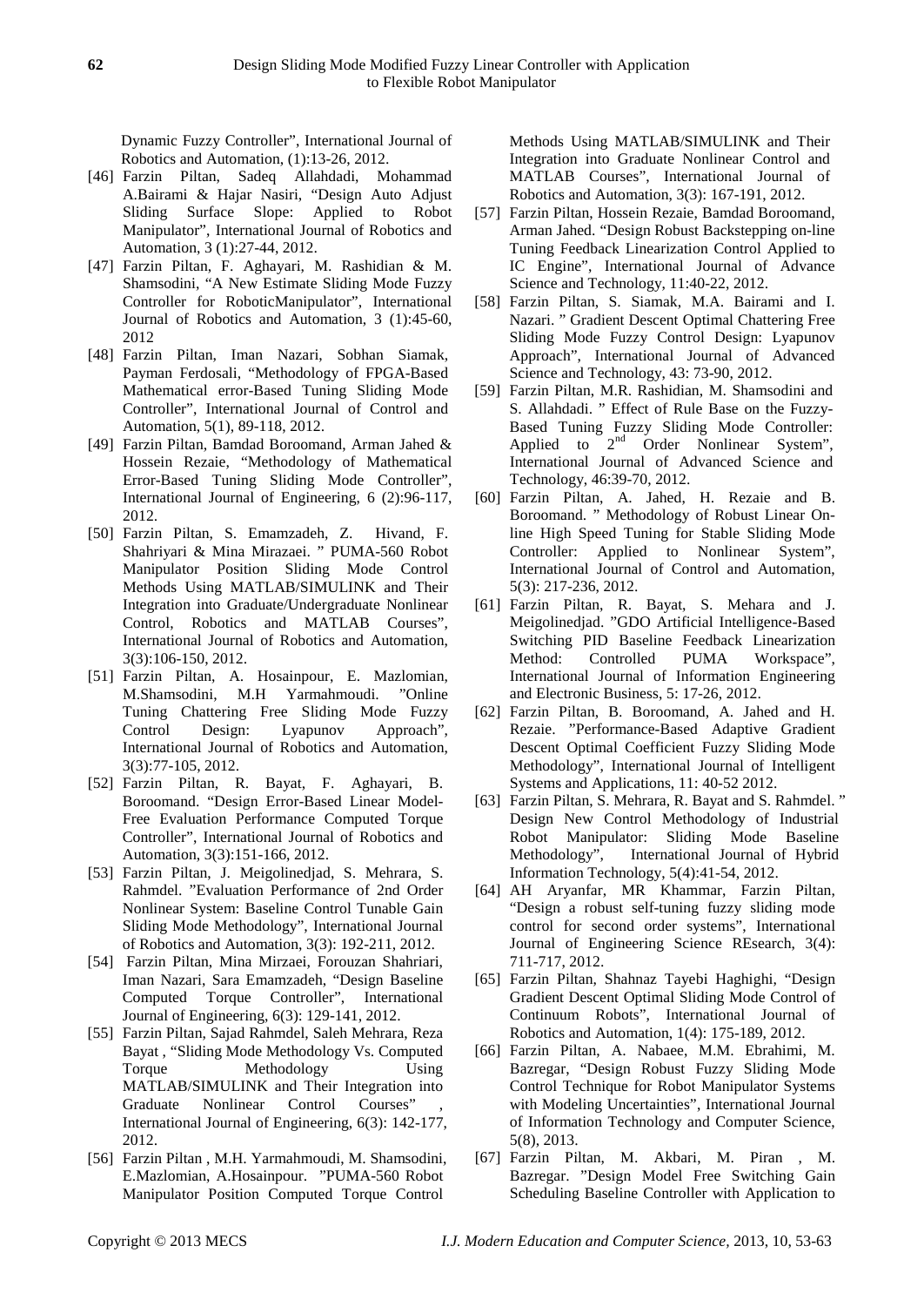Dynamic Fuzzy Controller", International Journal of Robotics and Automation, (1):13-26, 2012.

- [46] Farzin Piltan, Sadeq Allahdadi, Mohammad A.Bairami & Hajar Nasiri, "Design Auto Adjust Sliding Surface Slope: Applied to Robot Manipulator", International Journal of Robotics and Automation, 3 (1):27-44, 2012.
- [47] Farzin Piltan, F. Aghayari, M. Rashidian & M. Shamsodini, "A New Estimate Sliding Mode Fuzzy Controller for RoboticManipulator", International Journal of Robotics and Automation, 3 (1):45-60, 2012
- [48] Farzin Piltan, Iman Nazari, Sobhan Siamak, Payman Ferdosali, "Methodology of FPGA-Based Mathematical error-Based Tuning Sliding Mode Controller", International Journal of Control and Automation, 5(1), 89-118, 2012.
- [49] Farzin Piltan, Bamdad Boroomand, Arman Jahed & Hossein Rezaie, "Methodology of Mathematical Error-Based Tuning Sliding Mode Controller", International Journal of Engineering, 6 (2):96-117, 2012.
- [50] Farzin Piltan, S. Emamzadeh, Z. Hivand, F. Shahriyari & Mina Mirazaei. " PUMA-560 Robot Manipulator Position Sliding Mode Control Methods Using MATLAB/SIMULINK and Their Integration into Graduate/Undergraduate Nonlinear Control, Robotics and MATLAB Courses", International Journal of Robotics and Automation, 3(3):106-150, 2012.
- [51] Farzin Piltan, A. Hosainpour, E. Mazlomian, M.Shamsodini, M.H Yarmahmoudi. "Online Tuning Chattering Free Sliding Mode Fuzzy Control Design: Lyapunov Approach", International Journal of Robotics and Automation, 3(3):77-105, 2012.
- [52] Farzin Piltan, R. Bayat, F. Aghayari, B. Boroomand. "Design Error-Based Linear Model-Free Evaluation Performance Computed Torque Controller", International Journal of Robotics and Automation, 3(3):151-166, 2012.
- [53] Farzin Piltan, J. Meigolinedjad, S. Mehrara, S. Rahmdel. "Evaluation Performance of 2nd Order Nonlinear System: Baseline Control Tunable Gain Sliding Mode Methodology", International Journal of Robotics and Automation, 3(3): 192-211, 2012.
- [54] Farzin Piltan, Mina Mirzaei, Forouzan Shahriari, Iman Nazari, Sara Emamzadeh, "Design Baseline Computed Torque Controller", International Journal of Engineering, 6(3): 129-141, 2012.
- [55] Farzin Piltan, Sajad Rahmdel, Saleh Mehrara, Reza Bayat , "Sliding Mode Methodology Vs. Computed Torque Methodology Using MATLAB/SIMULINK and Their Integration into Graduate Nonlinear Control Courses" , International Journal of Engineering, 6(3): 142-177, 2012.
- [56] Farzin Piltan , M.H. Yarmahmoudi, M. Shamsodini, E.Mazlomian, A.Hosainpour. "PUMA-560 Robot Manipulator Position Computed Torque Control Methods Using MATLAB/SIMULINK and Their Integration into Graduate Nonlinear Control and MATLAB Courses", International Journal of Robotics and Automation, 3(3): 167-191, 2012.
- [57] Farzin Piltan, Hossein Rezaie, Bamdad Boroomand, Arman Jahed. "Design Robust Backstepping on-line Tuning Feedback Linearization Control Applied to IC Engine", International Journal of Advance Science and Technology, 11:40-22, 2012.
- [58] Farzin Piltan, S. Siamak, M.A. Bairami and I. Nazari. " Gradient Descent Optimal Chattering Free Sliding Mode Fuzzy Control Design: Lyapunov Approach", International Journal of Advanced Science and Technology, 43: 73-90, 2012.
- [59] Farzin Piltan, M.R. Rashidian, M. Shamsodini and S. Allahdadi. " Effect of Rule Base on the Fuzzy-Based Tuning Fuzzy Sliding Mode Controller: Applied to 2nd Order Nonlinear System", International Journal of Advanced Science and Technology, 46:39-70, 2012.
- [60] Farzin Piltan, A. Jahed, H. Rezaie and B. Boroomand. " Methodology of Robust Linear On-line High Speed Tuning for Stable Sliding Mode Controller: Applied to Nonlinear System", International Journal of Control and Automation, 5(3): 217-236, 2012.
- [61] Farzin Piltan, R. Bayat, S. Mehara and J. Meigolinedjad. "GDO Artificial Intelligence-Based Switching PID Baseline Feedback Linearization Method: Controlled PUMA Workspace", International Journal of Information Engineering and Electronic Business, 5: 17-26, 2012.
- [62] Farzin Piltan, B. Boroomand, A. Jahed and H. Rezaie. "Performance-Based Adaptive Gradient Descent Optimal Coefficient Fuzzy Sliding Mode Methodology", International Journal of Intelligent Systems and Applications, 11: 40-52 2012.
- [63] Farzin Piltan, S. Mehrara, R. Bayat and S. Rahmdel. " Design New Control Methodology of Industrial Robot Manipulator: Sliding Mode Baseline Methodology", International Journal of Hybrid Information Technology, 5(4):41-54, 2012.
- [64] AH Aryanfar, MR Khammar, Farzin Piltan, "Design a robust self-tuning fuzzy sliding mode control for second order systems", International Journal of Engineering Science REsearch, 3(4): 711-717, 2012.
- [65] Farzin Piltan, Shahnaz Tayebi Haghighi, "Design Gradient Descent Optimal Sliding Mode Control of Continuum Robots", International Journal of Robotics and Automation, 1(4): 175-189, 2012.
- [66] Farzin Piltan, A. Nabaee, M.M. Ebrahimi, M. Bazregar, "Design Robust Fuzzy Sliding Mode Control Technique for Robot Manipulator Systems with Modeling Uncertainties", International Journal of Information Technology and Computer Science, 5(8), 2013.
- [67] Farzin Piltan, M. Akbari, M. Piran , M. Bazregar. "Design Model Free Switching Gain Scheduling Baseline Controller with Application to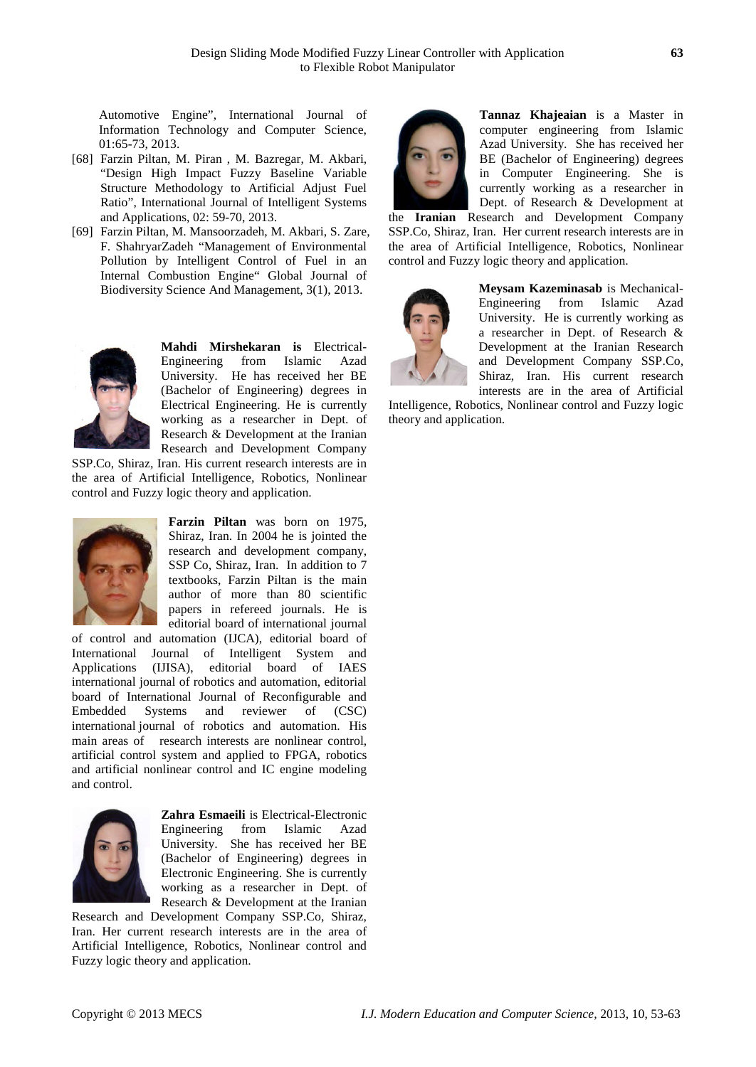Automotive Engine", International Journal of Information Technology and Computer Science, 01:65-73, 2013.

[68] Farzin Piltan, M. Piran , M. Bazregar, M. Akbari, "Design High Impact Fuzzy Baseline Variable Structure Methodology to Artificial Adjust Fuel Ratio", International Journal of Intelligent Systems and Applications, 02: 59-70, 2013.

[69] Farzin Piltan, M. Mansoorzadeh, M. Akbari, S. Zare, F. ShahryarZadeh "Management of Environmental Pollution by Intelligent Control of Fuel in an Internal Combustion Engine" Global Journal of Biodiversity Science And Management, 3(1), 2013.

**Mahdi Mirshekaran is** Electrical-Engineering from Islamic Azad University. He has received her BE (Bachelor of Engineering) degrees in Electrical Engineering. He is currently working as a researcher in Dept. of Research & Development at the Iranian Research and Development Company SSP.Co, Shiraz, Iran. His current research interests are in the area of Artificial Intelligence, Robotics, Nonlinear control and Fuzzy logic theory and application.

**Farzin Piltan** was born on 1975, Shiraz, Iran. In 2004 he is jointed the research and development company, SSP Co, Shiraz, Iran. In addition to 7 textbooks, Farzin Piltan is the main author of more than 80 scientific papers in refereed journals. He is editorial board of international journal of control and automation (IJCA), editorial board of International Journal of Intelligent System and Applications (IJISA), editorial board of IAES international journal of robotics and automation, editorial board of International Journal of Reconfigurable and Embedded Systems and reviewer of (CSC) international journal of robotics and automation. His main areas of research interests are nonlinear control, artificial control system and applied to FPGA, robotics and artificial nonlinear control and IC engine modeling and control.

**Zahra Esmaeili** is Electrical-Electronic Engineering from Islamic Azad University. She has received her BE (Bachelor of Engineering) degrees in Electronic Engineering. She is currently working as a researcher in Dept. of Research & Development at the Iranian Research and Development Company SSP.Co, Shiraz, Iran. Her current research interests are in the area of Artificial Intelligence, Robotics, Nonlinear control and Fuzzy logic theory and application.

**Tannaz Khajeaian** is a Master in computer engineering from Islamic Azad University. She has received her BE (Bachelor of Engineering) degrees in Computer Engineering. She is currently working as a researcher in Dept. of Research & Development at the **Iranian** Research and Development Company SSP.Co, Shiraz, Iran. Her current research interests are in the area of Artificial Intelligence, Robotics, Nonlinear control and Fuzzy logic theory and application.

**Meysam Kazeminasab** is Mechanical-Engineering from Islamic Azad University. He is currently working as a researcher in Dept. of Research & Development at the Iranian Research and Development Company SSP.Co, Shiraz, Iran. His current research interests are in the area of Artificial Intelligence, Robotics, Nonlinear control and Fuzzy logic theory and application.